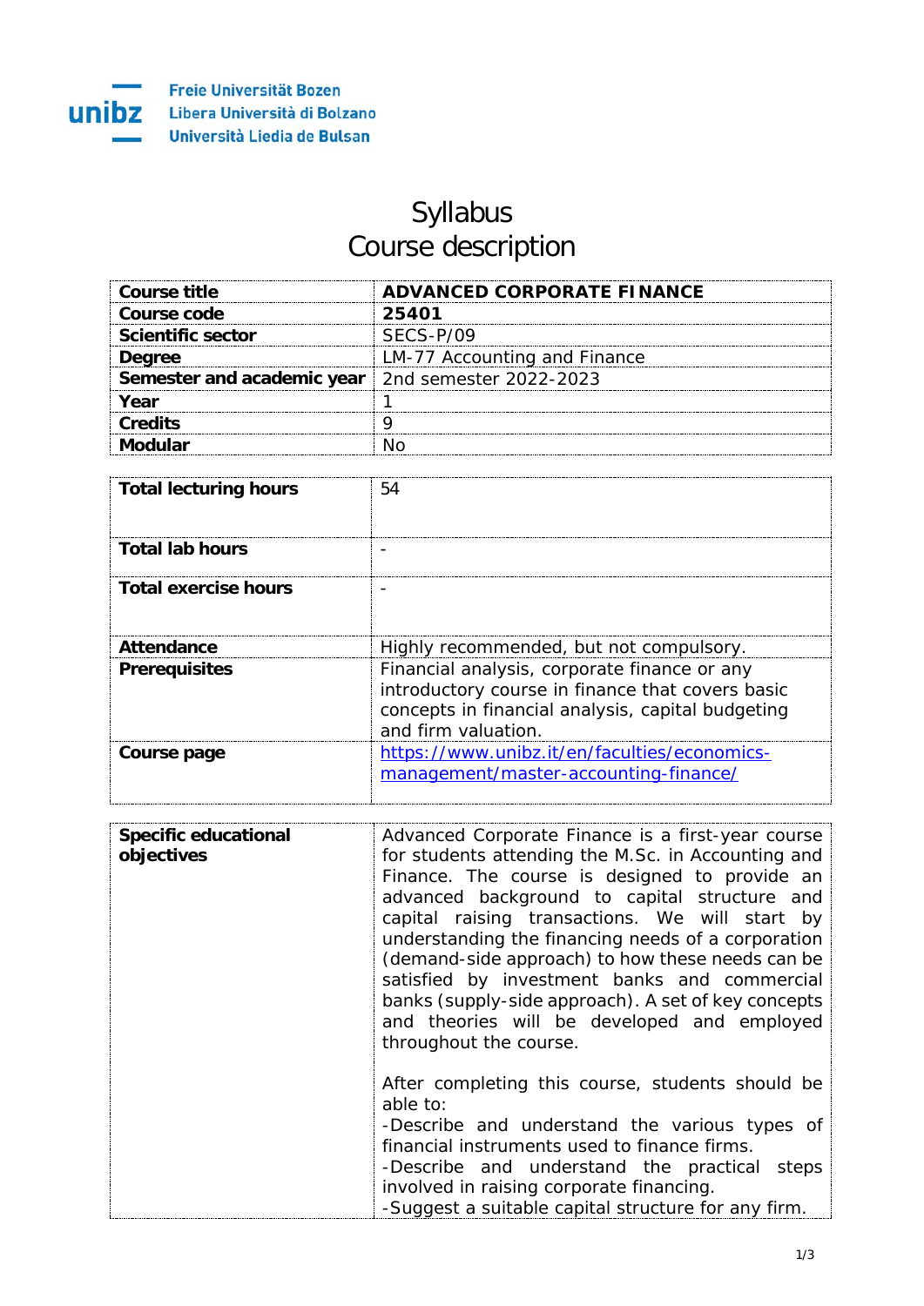Freie Universität Bozen
Libera Università di Bolzano
Università Liedia de Bulsan

# Syllabus
## Course description

| Course title | **ADVANCED CORPORATE FINANCE** |
|---|---|
| Course code | **25401** |
| Scientific sector | SECS-P/09 |
| Degree | LM-77 Accounting and Finance |
| Semester and academic year | 2nd semester 2022-2023 |
| Year | 1 |
| Credits | 9 |
| Modular | No |

| Total lecturing hours | 54 |
|---|---|
| Total lab hours | - |
| Total exercise hours | - |
| Attendance | Highly recommended, but not compulsory. |
| Prerequisites | Financial analysis, corporate finance or any introductory course in finance that covers basic concepts in financial analysis, capital budgeting and firm valuation. |
| Course page | https://www.unibz.it/en/faculties/economics-management/master-accounting-finance/ |

| Specific educational objectives | Advanced Corporate Finance is a first-year course for students attending the M.Sc. in Accounting and Finance. The course is designed to provide an advanced background to capital structure and capital raising transactions. We will start by understanding the financing needs of a corporation (demand-side approach) to how these needs can be satisfied by investment banks and commercial banks (supply-side approach). A set of key concepts and theories will be developed and employed throughout the course.<br><br>After completing this course, students should be able to:<br>-Describe and understand the various types of financial instruments used to finance firms.<br>-Describe and understand the practical steps involved in raising corporate financing.<br>-Suggest a suitable capital structure for any firm. |
|---|---|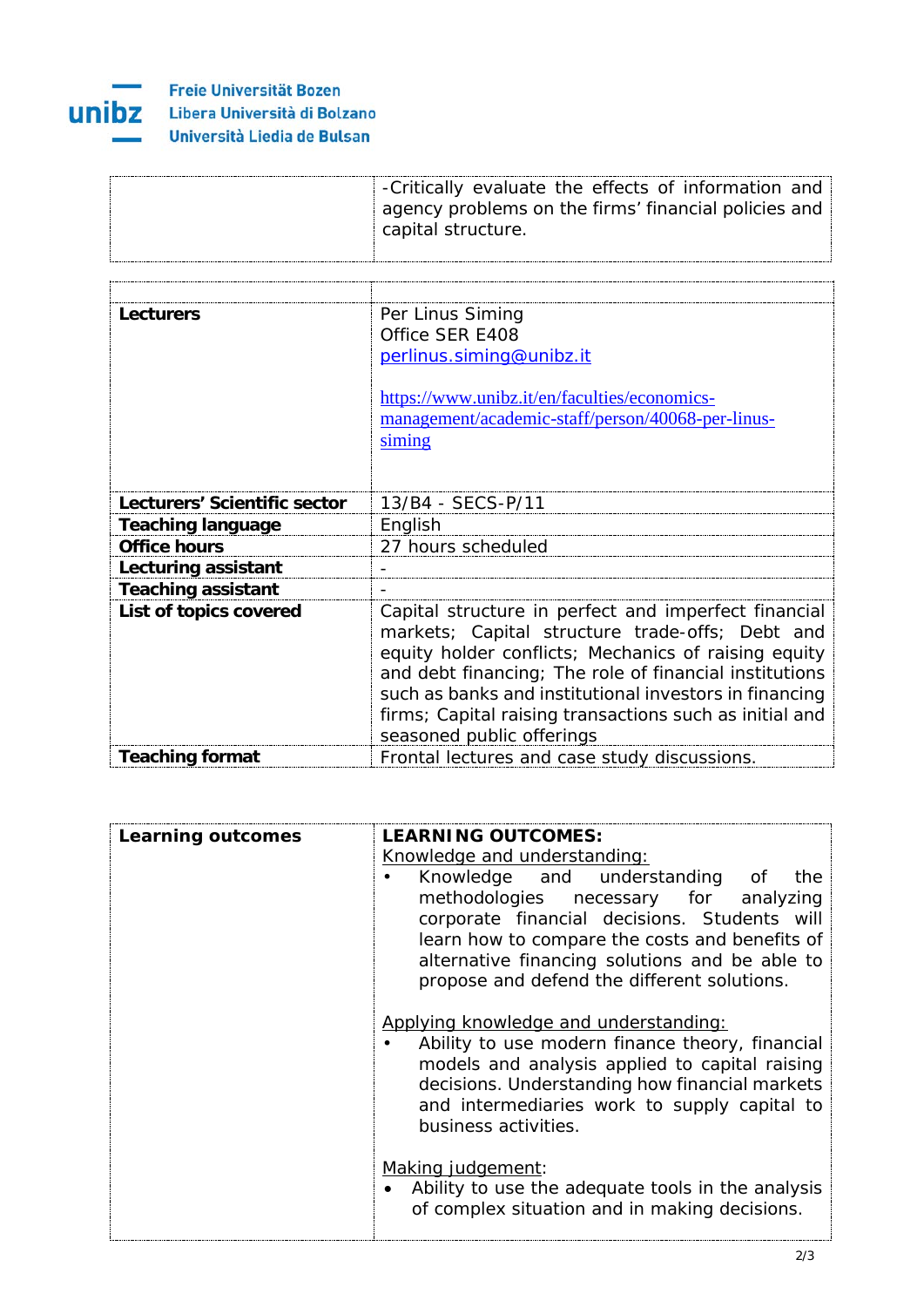|  | -Critically evaluate the effects of information and agency problems on the firms' financial policies and capital structure. |
|---|---|

|  |  |
|---|---|
| **Lecturers** | Per Linus Siming<br>Office SER E408<br>[perlinus.siming@unibz.it](mailto:perlinus.siming@unibz.it)<br><br>[https://www.unibz.it/en/faculties/economics-management/academic-staff/person/40068-per-linus-siming](https://www.unibz.it/en/faculties/economics-management/academic-staff/person/40068-per-linus-siming) |
| **Lecturers' Scientific sector** | 13/B4 - SECS-P/11 |
| **Teaching language** | English |
| **Office hours** | 27 hours scheduled |
| **Lecturing assistant** | - |
| **Teaching assistant** | - |
| **List of topics covered** | Capital structure in perfect and imperfect financial markets; Capital structure trade-offs; Debt and equity holder conflicts; Mechanics of raising equity and debt financing; The role of financial institutions such as banks and institutional investors in financing firms; Capital raising transactions such as initial and seasoned public offerings |
| **Teaching format** | Frontal lectures and case study discussions. |

| **Learning outcomes** | **LEARNING OUTCOMES:**<br>Knowledge and understanding:<br>• Knowledge and understanding of the methodologies necessary for analyzing corporate financial decisions. Students will learn how to compare the costs and benefits of alternative financing solutions and be able to propose and defend the different solutions.<br><br>Applying knowledge and understanding:<br>• Ability to use modern finance theory, financial models and analysis applied to capital raising decisions. Understanding how financial markets and intermediaries work to supply capital to business activities.<br><br>Making judgement:<br>• Ability to use the adequate tools in the analysis of complex situation and in making decisions. |
|---|---|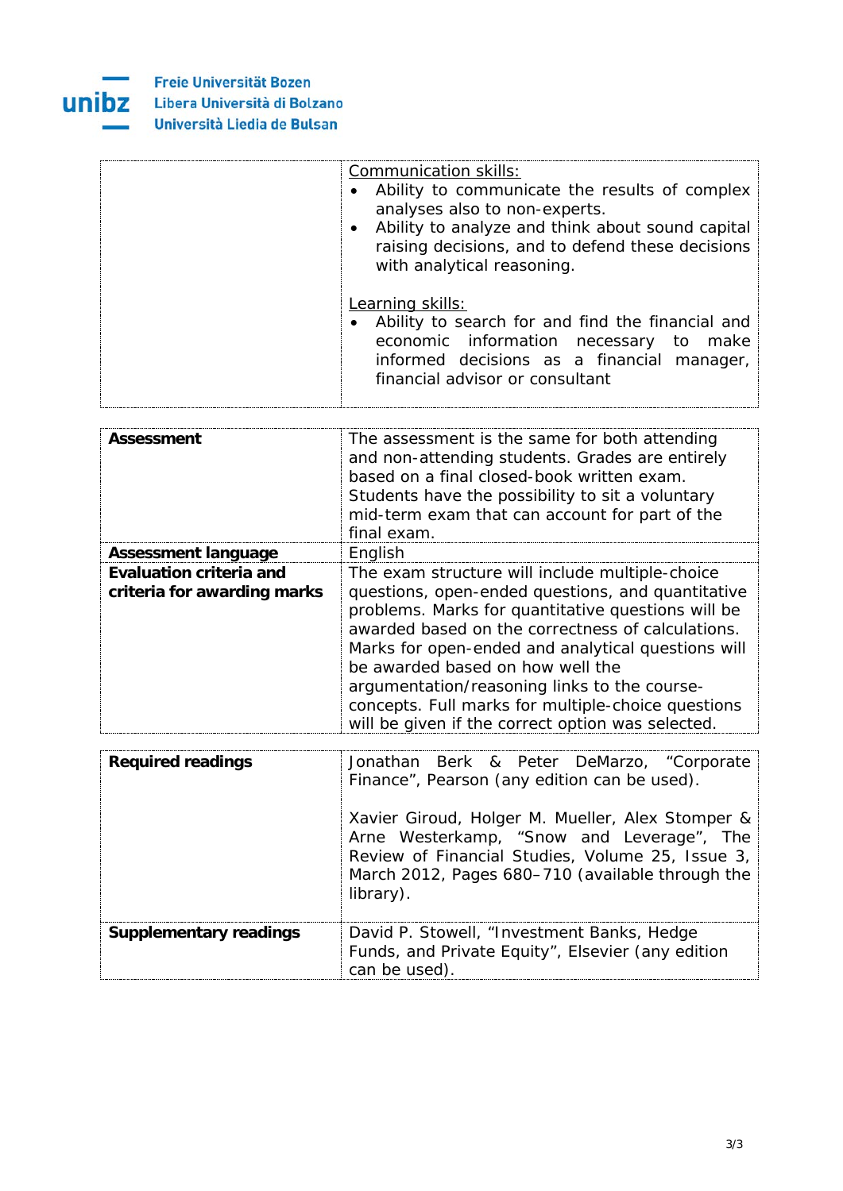| | |
|---|---|
| | Communication skills:<br>• Ability to communicate the results of complex analyses also to non-experts.<br>• Ability to analyze and think about sound capital raising decisions, and to defend these decisions with analytical reasoning.<br><br>Learning skills:<br>• Ability to search for and find the financial and economic information necessary to make informed decisions as a financial manager, financial advisor or consultant |

| | |
|---|---|
| **Assessment** | The assessment is the same for both attending and non-attending students. Grades are entirely based on a final closed-book written exam. Students have the possibility to sit a voluntary mid-term exam that can account for part of the final exam. |
| **Assessment language** | English |
| **Evaluation criteria and criteria for awarding marks** | The exam structure will include multiple-choice questions, open-ended questions, and quantitative problems. Marks for quantitative questions will be awarded based on the correctness of calculations. Marks for open-ended and analytical questions will be awarded based on how well the argumentation/reasoning links to the course-concepts. Full marks for multiple-choice questions will be given if the correct option was selected. |

| | |
|---|---|
| **Required readings** | Jonathan Berk & Peter DeMarzo, "Corporate Finance", Pearson (any edition can be used).<br><br>Xavier Giroud, Holger M. Mueller, Alex Stomper & Arne Westerkamp, "Snow and Leverage", The Review of Financial Studies, Volume 25, Issue 3, March 2012, Pages 680–710 (available through the library). |
| **Supplementary readings** | David P. Stowell, "Investment Banks, Hedge Funds, and Private Equity", Elsevier (any edition can be used). |